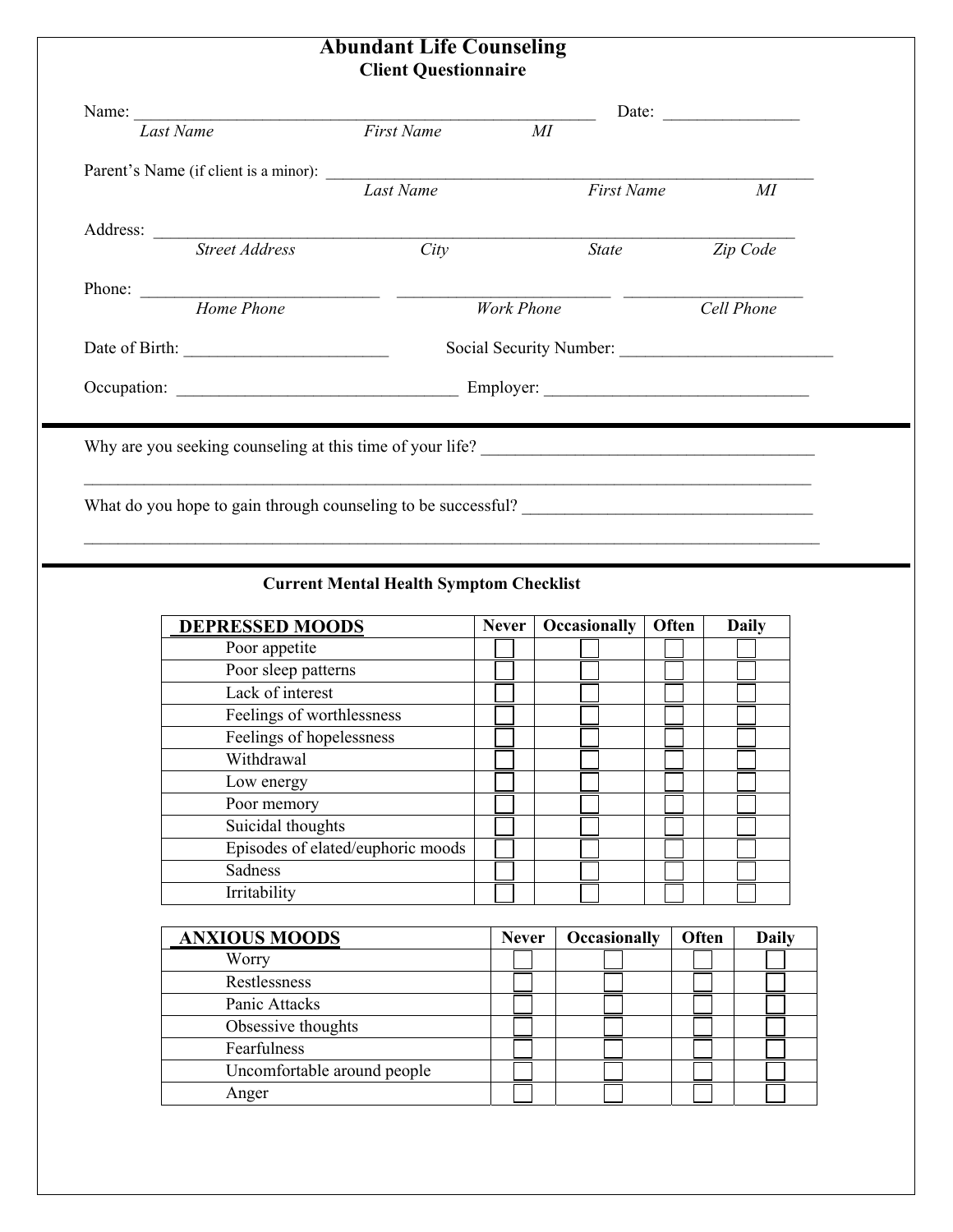# Abundant Life Counseling

## Client Questionnaire

Name: \_\_\_\_\_\_\_\_\_\_\_\_\_\_\_\_\_\_\_\_\_\_\_\_\_\_\_\_\_\_\_\_\_\_\_\_\_\_\_\_\_\_\_\_\_\_\_\_\_\_\_\_ Date: \_\_\_\_\_\_\_\_\_\_\_\_\_\_\_\_

*Last Name* *First Name* *MI*

Parent's Name (if client is a minor): \_\_\_\_\_\_\_\_\_\_\_\_\_\_\_\_\_\_\_\_\_\_\_\_\_\_\_\_\_\_\_\_\_\_\_\_\_\_\_\_\_\_\_\_\_\_\_\_\_\_\_\_\_\_\_\_

*Last Name* *First Name* *MI*

Address: \_\_\_\_\_\_\_\_\_\_\_\_\_\_\_\_\_\_\_\_\_\_\_\_\_\_\_\_\_\_\_\_\_\_\_\_\_\_\_\_\_\_\_\_\_\_\_\_\_\_\_\_\_\_\_\_\_\_\_\_\_\_\_\_\_\_\_\_\_\_\_\_\_

*Street Address* *City* *State* *Zip Code*

Phone: \_\_\_\_\_\_\_\_\_\_\_\_\_\_\_\_\_\_\_\_\_\_\_\_\_\_\_\_\_ \_\_\_\_\_\_\_\_\_\_\_\_\_\_\_\_\_\_\_\_\_\_\_\_\_\_ \_\_\_\_\_\_\_\_\_\_\_\_\_\_\_\_\_\_\_\_\_\_

*Home Phone* *Work Phone* *Cell Phone*

Date of Birth: \_\_\_\_\_\_\_\_\_\_\_\_\_\_\_\_\_\_\_\_\_\_\_\_\_ Social Security Number: \_\_\_\_\_\_\_\_\_\_\_\_\_\_\_\_\_\_\_\_\_\_\_\_\_\_

Occupation: \_\_\_\_\_\_\_\_\_\_\_\_\_\_\_\_\_\_\_\_\_\_\_\_\_\_\_\_\_\_\_\_\_\_\_ Employer: \_\_\_\_\_\_\_\_\_\_\_\_\_\_\_\_\_\_\_\_\_\_\_\_\_\_\_\_\_\_\_\_

---

Why are you seeking counseling at this time of your life? \_\_\_\_\_\_\_\_\_\_\_\_\_\_\_\_\_\_\_\_\_\_\_\_\_\_\_\_\_\_\_\_\_\_\_\_\_\_\_\_

\_\_\_\_\_\_\_\_\_\_\_\_\_\_\_\_\_\_\_\_\_\_\_\_\_\_\_\_\_\_\_\_\_\_\_\_\_\_\_\_\_\_\_\_\_\_\_\_\_\_\_\_\_\_\_\_\_\_\_\_\_\_\_\_\_\_\_\_\_\_\_\_\_\_\_\_\_\_\_\_\_\_\_\_\_\_\_\_\_

What do you hope to gain through counseling to be successful? \_\_\_\_\_\_\_\_\_\_\_\_\_\_\_\_\_\_\_\_\_\_\_\_\_\_\_\_\_\_\_\_\_\_\_

\_\_\_\_\_\_\_\_\_\_\_\_\_\_\_\_\_\_\_\_\_\_\_\_\_\_\_\_\_\_\_\_\_\_\_\_\_\_\_\_\_\_\_\_\_\_\_\_\_\_\_\_\_\_\_\_\_\_\_\_\_\_\_\_\_\_\_\_\_\_\_\_\_\_\_\_\_\_\_\_\_\_\_\_\_\_\_\_\_

---

### Current Mental Health Symptom Checklist

| DEPRESSED MOODS | Never | Occasionally | Often | Daily |
|---|---|---|---|---|
| Poor appetite | ☐ | ☐ | ☐ | ☐ |
| Poor sleep patterns | ☐ | ☐ | ☐ | ☐ |
| Lack of interest | ☐ | ☐ | ☐ | ☐ |
| Feelings of worthlessness | ☐ | ☐ | ☐ | ☐ |
| Feelings of hopelessness | ☐ | ☐ | ☐ | ☐ |
| Withdrawal | ☐ | ☐ | ☐ | ☐ |
| Low energy | ☐ | ☐ | ☐ | ☐ |
| Poor memory | ☐ | ☐ | ☐ | ☐ |
| Suicidal thoughts | ☐ | ☐ | ☐ | ☐ |
| Episodes of elated/euphoric moods | ☐ | ☐ | ☐ | ☐ |
| Sadness | ☐ | ☐ | ☐ | ☐ |
| Irritability | ☐ | ☐ | ☐ | ☐ |

| ANXIOUS MOODS | Never | Occasionally | Often | Daily |
|---|---|---|---|---|
| Worry | ☐ | ☐ | ☐ | ☐ |
| Restlessness | ☐ | ☐ | ☐ | ☐ |
| Panic Attacks | ☐ | ☐ | ☐ | ☐ |
| Obsessive thoughts | ☐ | ☐ | ☐ | ☐ |
| Fearfulness | ☐ | ☐ | ☐ | ☐ |
| Uncomfortable around people | ☐ | ☐ | ☐ | ☐ |
| Anger | ☐ | ☐ | ☐ | ☐ |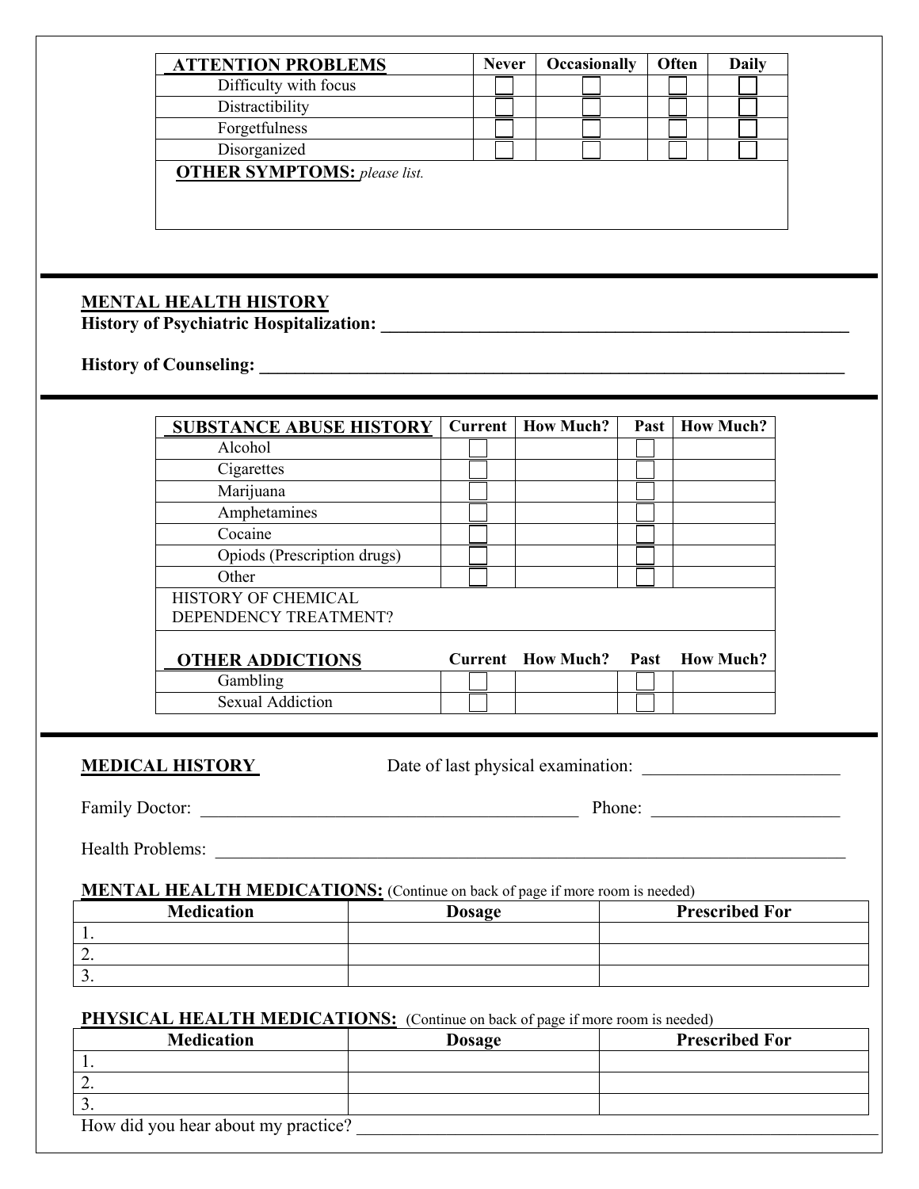| ATTENTION PROBLEMS | Never | Occasionally | Often | Daily |
|---|---|---|---|---|
| Difficulty with focus | ☐ | ☐ | ☐ | ☐ |
| Distractibility | ☐ | ☐ | ☐ | ☐ |
| Forgetfulness | ☐ | ☐ | ☐ | ☐ |
| Disorganized | ☐ | ☐ | ☐ | ☐ |

**OTHER SYMPTOMS:** *please list.*

## MENTAL HEALTH HISTORY

**History of Psychiatric Hospitalization:** ____________________________________________

**History of Counseling:** ____________________________________________

| SUBSTANCE ABUSE HISTORY | Current | How Much? | Past | How Much? |
|---|---|---|---|---|
| Alcohol | ☐ | | ☐ | |
| Cigarettes | ☐ | | ☐ | |
| Marijuana | ☐ | | ☐ | |
| Amphetamines | ☐ | | ☐ | |
| Cocaine | ☐ | | ☐ | |
| Opiods (Prescription drugs) | ☐ | | ☐ | |
| Other | ☐ | | ☐ | |
| HISTORY OF CHEMICAL DEPENDENCY TREATMENT? | | | | |
| **OTHER ADDICTIONS** | **Current** | **How Much?** | **Past** | **How Much?** |
| Gambling | ☐ | | ☐ | |
| Sexual Addiction | ☐ | | ☐ | |

## MEDICAL HISTORY

Date of last physical examination: ______________________

Family Doctor: ____________________________________________ Phone: ____________________

Health Problems: ____________________________________________

**MENTAL HEALTH MEDICATIONS:** (Continue on back of page if more room is needed)

| Medication | Dosage | Prescribed For |
|---|---|---|
| 1. | | |
| 2. | | |
| 3. | | |

**PHYSICAL HEALTH MEDICATIONS:** (Continue on back of page if more room is needed)

| Medication | Dosage | Prescribed For |
|---|---|---|
| 1. | | |
| 2. | | |
| 3. | | |

How did you hear about my practice? ____________________________________________